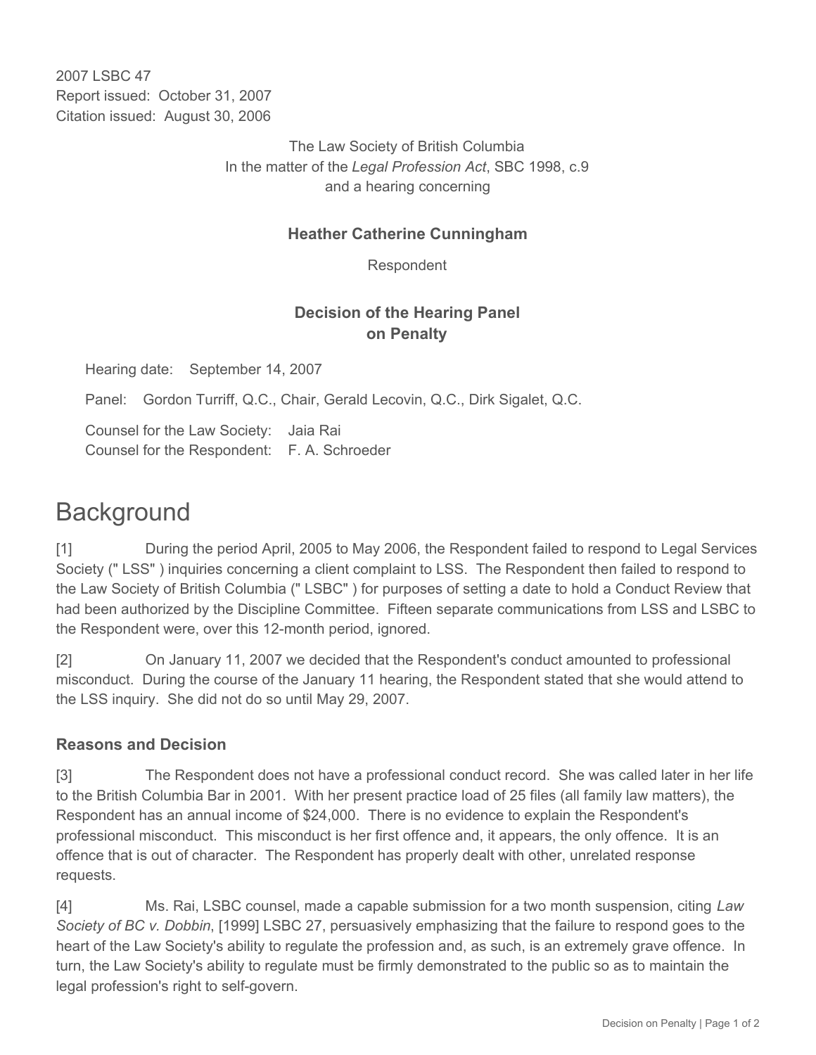2007 LSBC 47
Report issued: October 31, 2007
Citation issued: August 30, 2006

The Law Society of British Columbia
In the matter of the *Legal Profession Act*, SBC 1998, c.9
and a hearing concerning

**Heather Catherine Cunningham**

Respondent

**Decision of the Hearing Panel on Penalty**

Hearing date: September 14, 2007

Panel: Gordon Turriff, Q.C., Chair, Gerald Lecovin, Q.C., Dirk Sigalet, Q.C.

Counsel for the Law Society: Jaia Rai
Counsel for the Respondent: F. A. Schroeder

# Background

[1] During the period April, 2005 to May 2006, the Respondent failed to respond to Legal Services Society (" LSS" ) inquiries concerning a client complaint to LSS. The Respondent then failed to respond to the Law Society of British Columbia (" LSBC" ) for purposes of setting a date to hold a Conduct Review that had been authorized by the Discipline Committee. Fifteen separate communications from LSS and LSBC to the Respondent were, over this 12-month period, ignored.

[2] On January 11, 2007 we decided that the Respondent's conduct amounted to professional misconduct. During the course of the January 11 hearing, the Respondent stated that she would attend to the LSS inquiry. She did not do so until May 29, 2007.

### Reasons and Decision

[3] The Respondent does not have a professional conduct record. She was called later in her life to the British Columbia Bar in 2001. With her present practice load of 25 files (all family law matters), the Respondent has an annual income of $24,000. There is no evidence to explain the Respondent's professional misconduct. This misconduct is her first offence and, it appears, the only offence. It is an offence that is out of character. The Respondent has properly dealt with other, unrelated response requests.

[4] Ms. Rai, LSBC counsel, made a capable submission for a two month suspension, citing *Law Society of BC v. Dobbin*, [1999] LSBC 27, persuasively emphasizing that the failure to respond goes to the heart of the Law Society's ability to regulate the profession and, as such, is an extremely grave offence. In turn, the Law Society's ability to regulate must be firmly demonstrated to the public so as to maintain the legal profession's right to self-govern.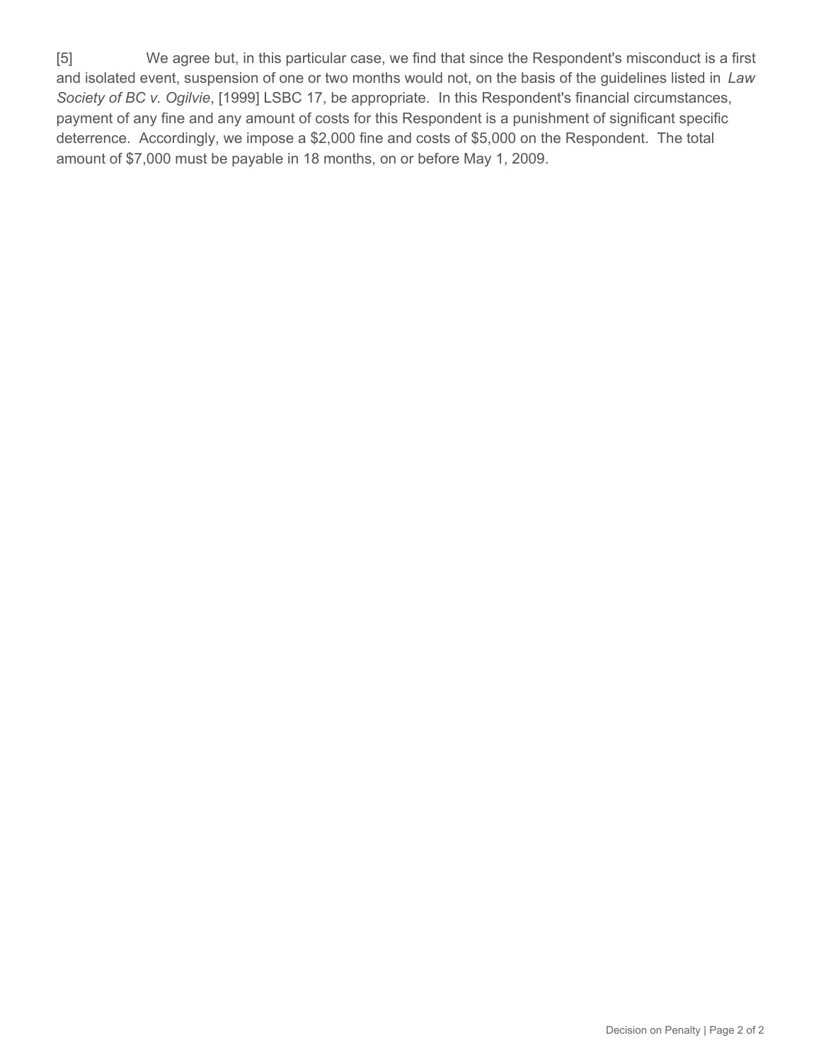[5] We agree but, in this particular case, we find that since the Respondent's misconduct is a first and isolated event, suspension of one or two months would not, on the basis of the guidelines listed in *Law Society of BC v. Ogilvie*, [1999] LSBC 17, be appropriate. In this Respondent's financial circumstances, payment of any fine and any amount of costs for this Respondent is a punishment of significant specific deterrence. Accordingly, we impose a $2,000 fine and costs of $5,000 on the Respondent. The total amount of $7,000 must be payable in 18 months, on or before May 1, 2009.